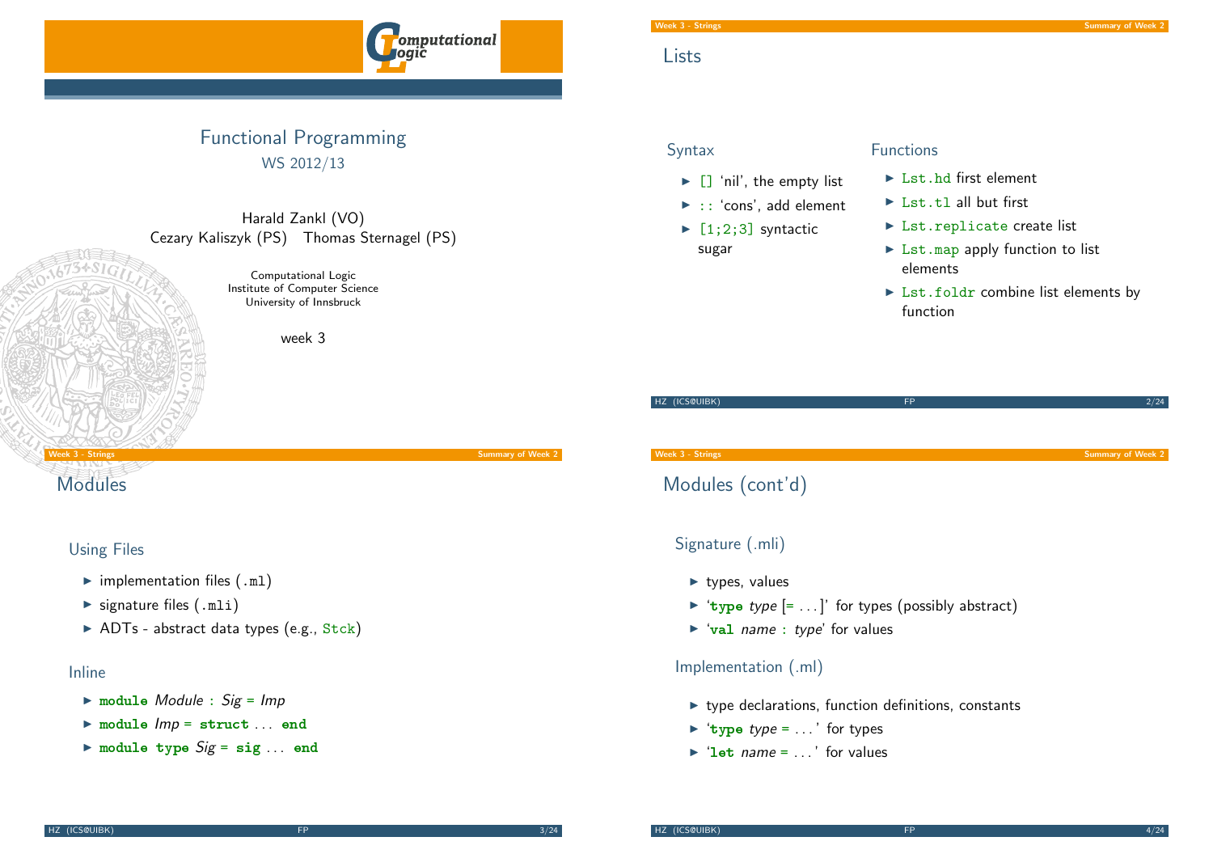# Functional Programming

WS 2012/13

Harald Zankl (VO)
Cezary Kaliszyk (PS) Thomas Sternagel (PS)

Computational Logic
Institute of Computer Science
University of Innsbruck

week 3

## Lists

### Syntax

- `[]` 'nil', the empty list
- `::` 'cons', add element
- `[1;2;3]` syntactic sugar

### Functions

- `Lst.hd` first element
- `Lst.tl` all but first
- `Lst.replicate` create list
- `Lst.map` apply function to list elements
- `Lst.foldr` combine list elements by function

## Modules

### Using Files

- implementation files (`.ml`)
- signature files (`.mli`)
- ADTs - abstract data types (e.g., `Stck`)

### Inline

- **module** *Module* : *Sig* = *Imp*
- **module** *Imp* = **struct** ... **end**
- **module type** *Sig* = **sig** ... **end**

## Modules (cont'd)

### Signature (.mli)

- types, values
- '**type** *type* [= ...]' for types (possibly abstract)
- '**val** *name* : *type*' for values

### Implementation (.ml)

- type declarations, function definitions, constants
- '**type** *type* = ...' for types
- '**let** *name* = ...' for values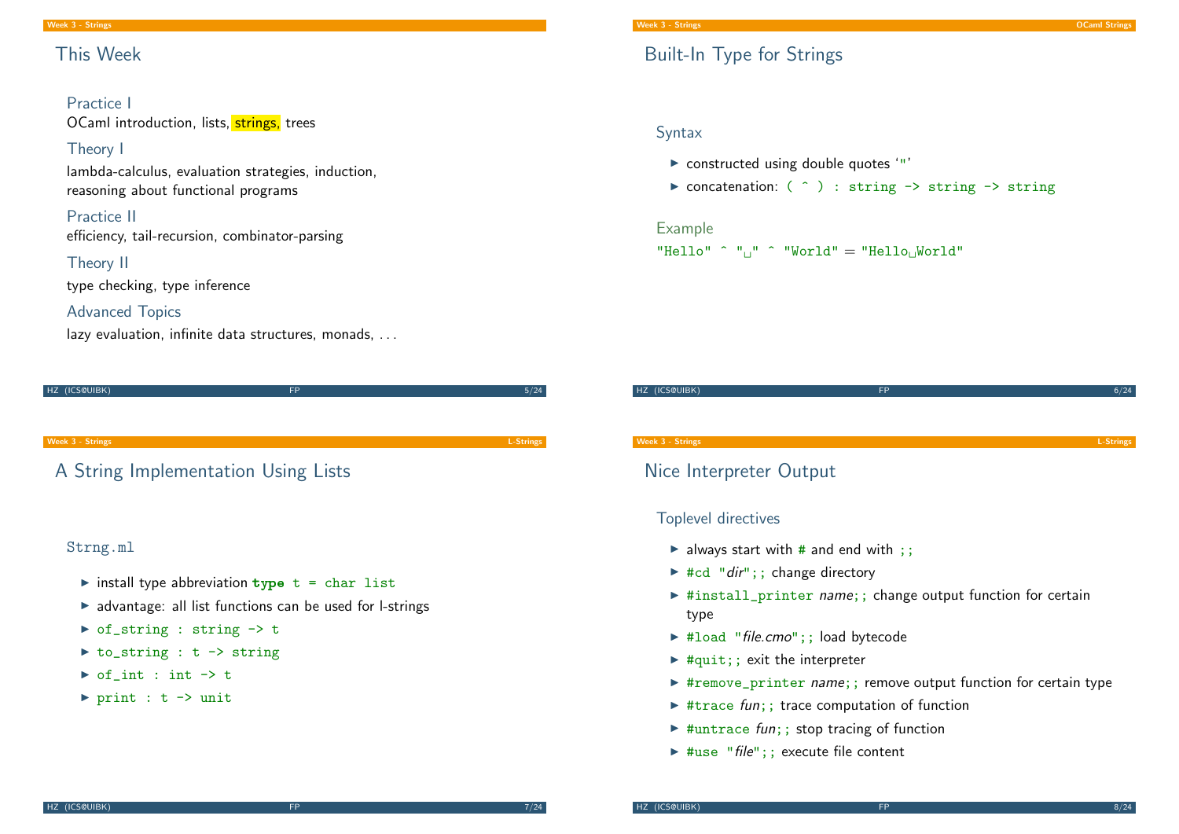## This Week

### Practice I
OCaml introduction, lists, strings, trees

### Theory I
lambda-calculus, evaluation strategies, induction, reasoning about functional programs

### Practice II
efficiency, tail-recursion, combinator-parsing

### Theory II
type checking, type inference

### Advanced Topics
lazy evaluation, infinite data structures, monads, . . .

## Built-In Type for Strings

### Syntax

- constructed using double quotes `"`
- concatenation: `( ^ ) : string -> string -> string`

### Example

`"Hello" ^ " " ^ "World" = "Hello World"`

## A String Implementation Using Lists

### Strng.ml

- install type abbreviation `type t = char list`
- advantage: all list functions can be used for l-strings
- `of_string : string -> t`
- `to_string : t -> string`
- `of_int : int -> t`
- `print : t -> unit`

## Nice Interpreter Output

### Toplevel directives

- always start with `#` and end with `;;`
- `#cd "`*dir*`";;` change directory
- `#install_printer` *name*`;;` change output function for certain type
- `#load "`*file.cmo*`";;` load bytecode
- `#quit;;` exit the interpreter
- `#remove_printer` *name*`;;` remove output function for certain type
- `#trace` *fun*`;;` trace computation of function
- `#untrace` *fun*`;;` stop tracing of function
- `#use "`*file*`";;` execute file content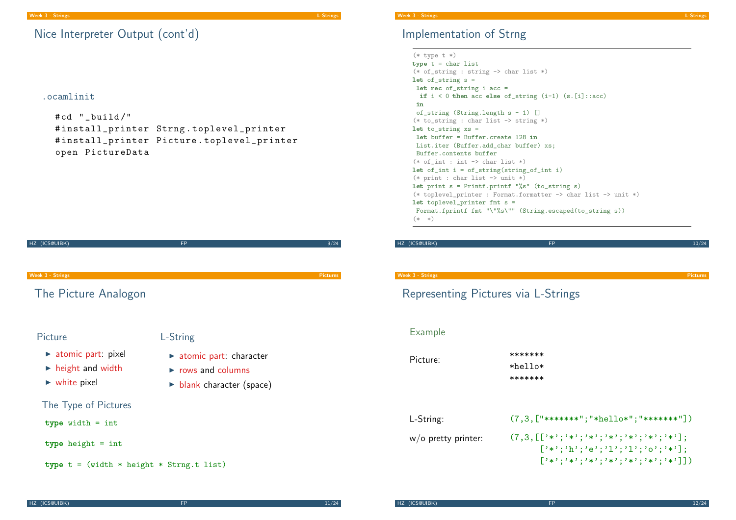## Nice Interpreter Output (cont'd)

.ocamlinit

```
#cd "_build/"
#install_printer Strng.toplevel_printer
#install_printer Picture.toplevel_printer
open PictureData
```

## Implementation of Strng

```
(* type t *)
type t = char list
(* of_string : string -> char list *)
let of_string s =
 let rec of_string i acc =
  if i < 0 then acc else of_string (i-1) (s.[i]::acc)
 in
 of_string (String.length s - 1) []
(* to_string : char list -> string *)
let to_string xs =
 let buffer = Buffer.create 128 in
 List.iter (Buffer.add_char buffer) xs;
 Buffer.contents buffer
(* of_int : int -> char list *)
let of_int i = of_string(string_of_int i)
(* print : char list -> unit *)
let print s = Printf.printf "%s" (to_string s)
(* toplevel_printer : Format.formatter -> char list -> unit *)
let toplevel_printer fmt s =
 Format.fprintf fmt "\"%s\"" (String.escaped(to_string s))
(*  *)
```

## The Picture Analogon

**Picture**

- atomic part: pixel
- height and width
- white pixel

**L-String**

- atomic part: character
- rows and columns
- blank character (space)

### The Type of Pictures

```
type width = int

type height = int

type t = (width * height * Strng.t list)
```

## Representing Pictures via L-Strings

**Example**

Picture:

```
*******
*hello*
*******
```

L-String:

```
(7,3,["*******";"*hello*";"*******"])
```

w/o pretty printer:

```
(7,3,[['*';'*';'*';'*';'*';'*';'*'];
      ['*';'h';'e';'l';'l';'o';'*'];
      ['*';'*';'*';'*';'*';'*';'*']])
```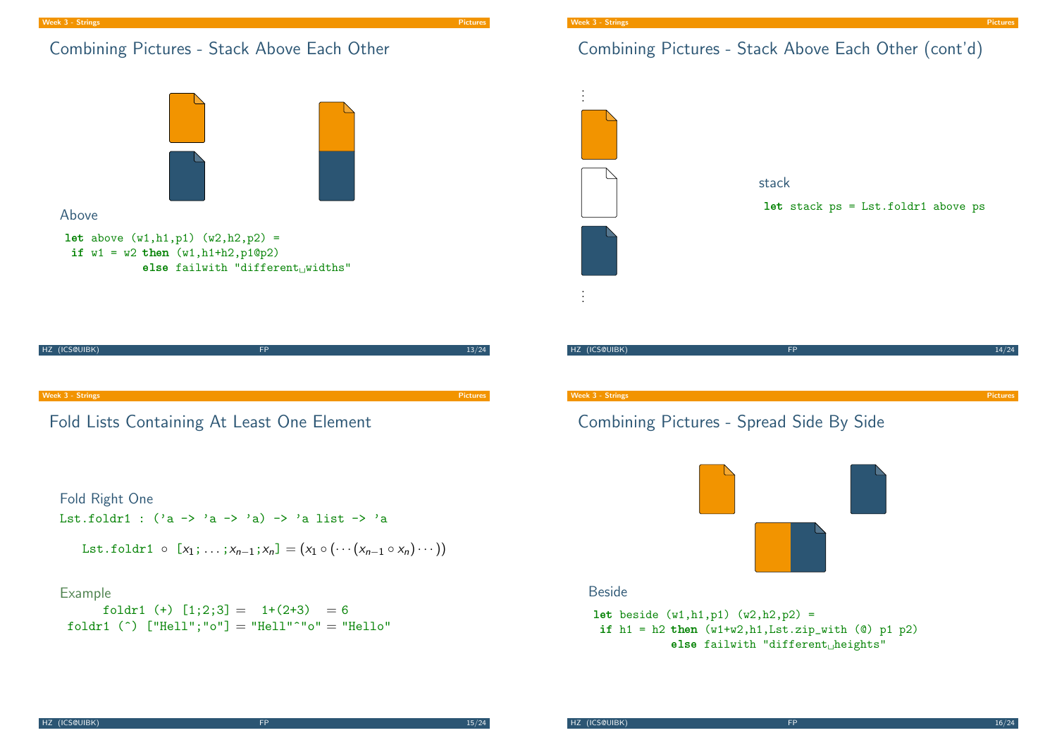## Combining Pictures - Stack Above Each Other

### Above

```
let above (w1,h1,p1) (w2,h2,p2) =
 if w1 = w2 then (w1,h1+h2,p1@p2)
           else failwith "different widths"
```

## Combining Pictures - Stack Above Each Other (cont'd)

⋮

⋮

### stack

```
let stack ps = Lst.foldr1 above ps
```

## Fold Lists Containing At Least One Element

### Fold Right One

```
Lst.foldr1 : ('a -> 'a -> 'a) -> 'a list -> 'a
```

`Lst.foldr1` $\circ$ `[`$x_1$`;...;`$x_{n-1}$`;`$x_n$`]` $= (x_1 \circ (\cdots (x_{n-1} \circ x_n) \cdots))$

### Example

```
      foldr1 (+) [1;2;3] =  1+(2+3)  = 6
 foldr1 (^) ["Hell";"o"] = "Hell"^"o" = "Hello"
```

## Combining Pictures - Spread Side By Side

### Beside

```
let beside (w1,h1,p1) (w2,h2,p2) =
 if h1 = h2 then (w1+w2,h1,Lst.zip_with (@) p1 p2)
           else failwith "different heights"
```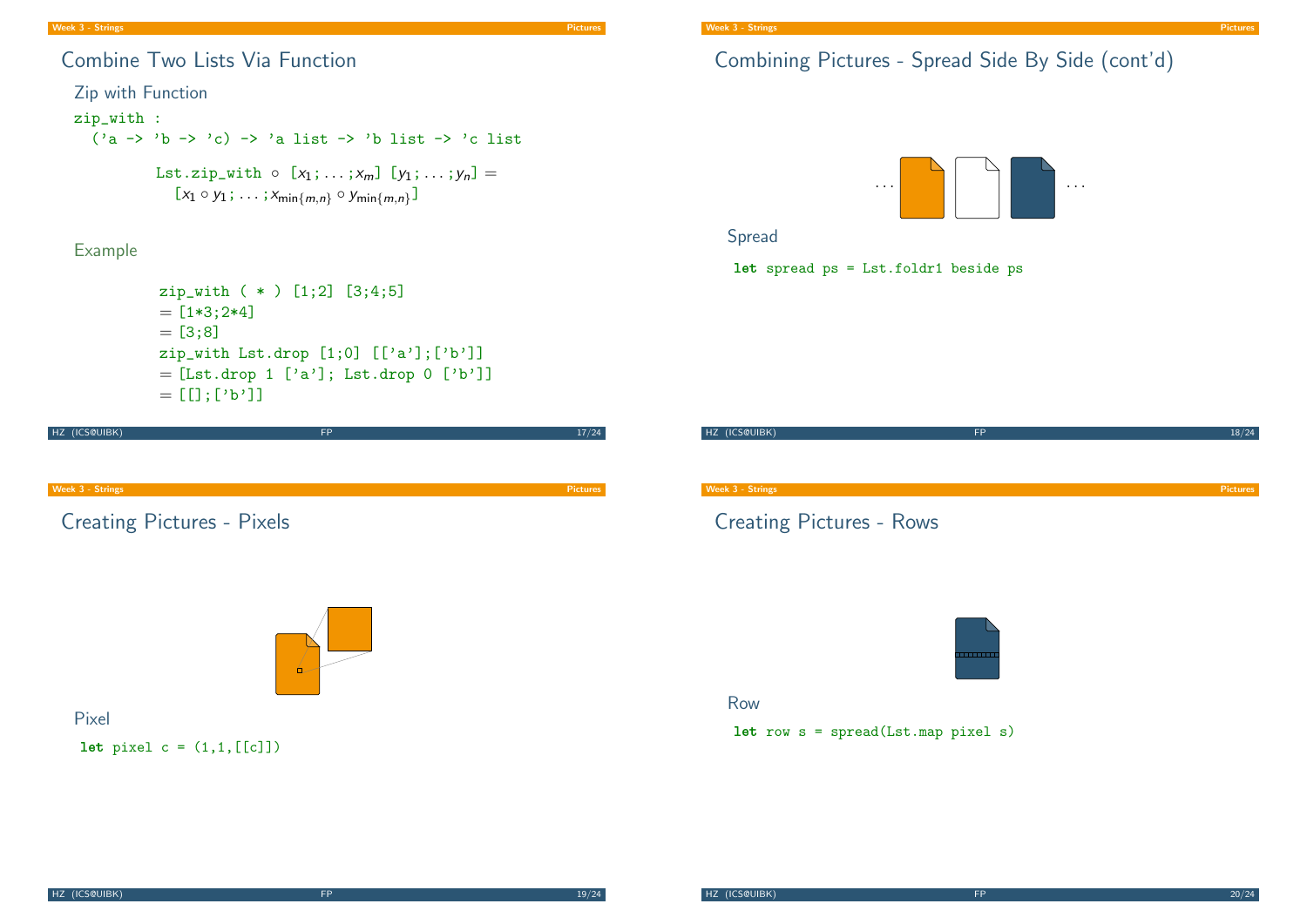## Combine Two Lists Via Function

### Zip with Function

```
zip_with :
  ('a -> 'b -> 'c) -> 'a list -> 'b list -> 'c list
```

$$\texttt{Lst.zip\_with} \circ [x_1; \ldots; x_m]\ [y_1; \ldots; y_n] = [x_1 \circ y_1; \ldots; x_{\min\{m,n\}} \circ y_{\min\{m,n\}}]$$

### Example

```
zip_with ( * ) [1;2] [3;4;5]
= [1*3;2*4]
= [3;8]
zip_with Lst.drop [1;0] [['a'];['b']]
= [Lst.drop 1 ['a']; Lst.drop 0 ['b']]
= [[];['b']]
```

## Combining Pictures - Spread Side By Side (cont'd)

### Spread

```
let spread ps = Lst.foldr1 beside ps
```

## Creating Pictures - Pixels

### Pixel

```
let pixel c = (1,1,[[c]])
```

## Creating Pictures - Rows

### Row

```
let row s = spread(Lst.map pixel s)
```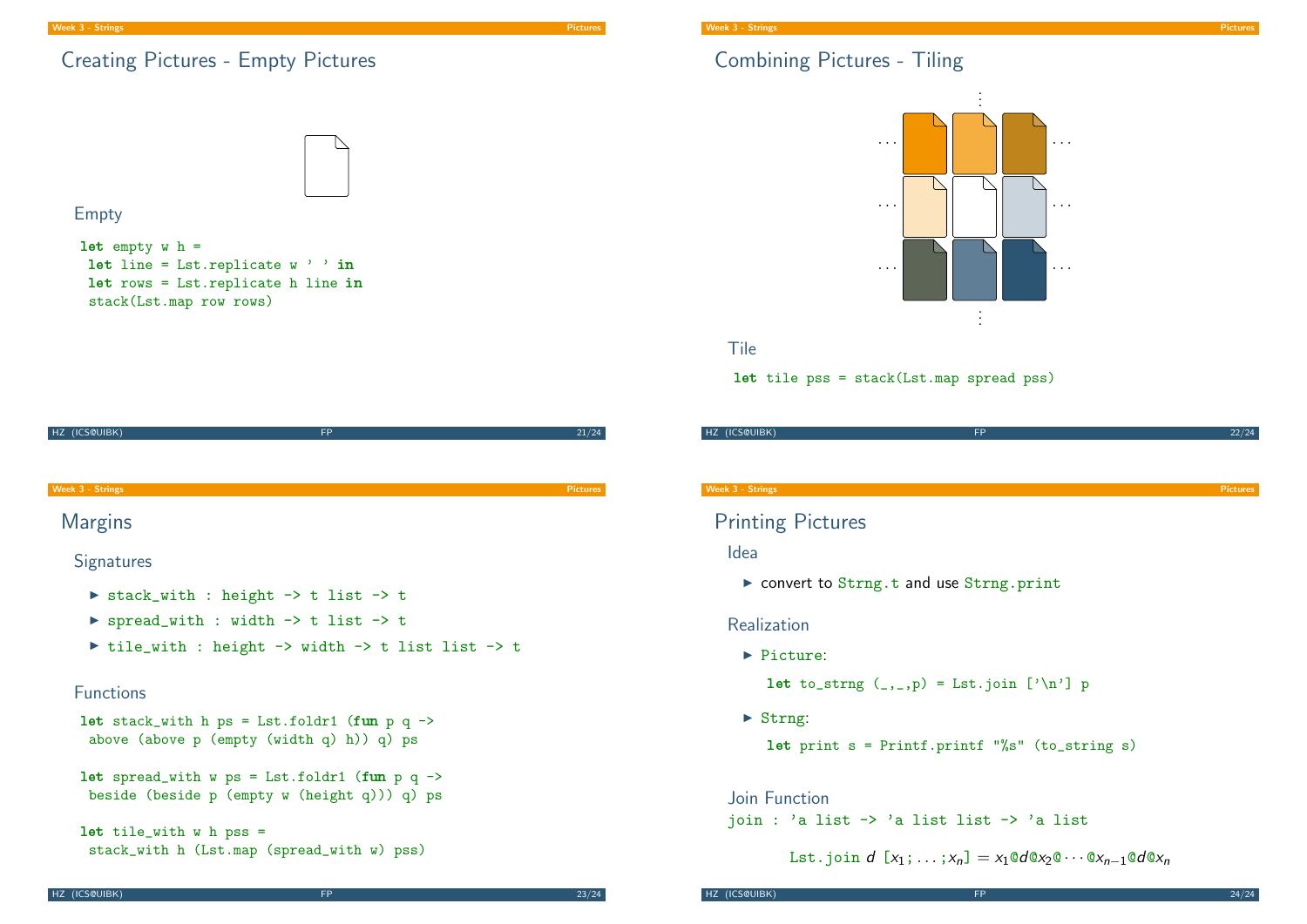## Creating Pictures - Empty Pictures

### Empty

```
let empty w h =
 let line = Lst.replicate w ' ' in
 let rows = Lst.replicate h line in
 stack(Lst.map row rows)
```

## Combining Pictures - Tiling

### Tile

```
let tile pss = stack(Lst.map spread pss)
```

## Margins

### Signatures

- `stack_with : height -> t list -> t`
- `spread_with : width -> t list -> t`
- `tile_with : height -> width -> t list list -> t`

### Functions

```
let stack_with h ps = Lst.foldr1 (fun p q ->
 above (above p (empty (width q) h)) q) ps

let spread_with w ps = Lst.foldr1 (fun p q ->
 beside (beside p (empty w (height q))) q) ps

let tile_with w h pss =
 stack_with h (Lst.map (spread_with w) pss)
```

## Printing Pictures

### Idea

- convert to `Strng.t` and use `Strng.print`

### Realization

- `Picture`:

```
let to_strng (_,_,p) = Lst.join ['\n'] p
```

- `Strng`:

```
let print s = Printf.printf "%s" (to_string s)
```

### Join Function

`join : 'a list -> 'a list list -> 'a list`

$$\texttt{Lst.join}\ d\ [x_1;\ldots;x_n] = x_1 @ d @ x_2 @ \cdots @ x_{n-1} @ d @ x_n$$